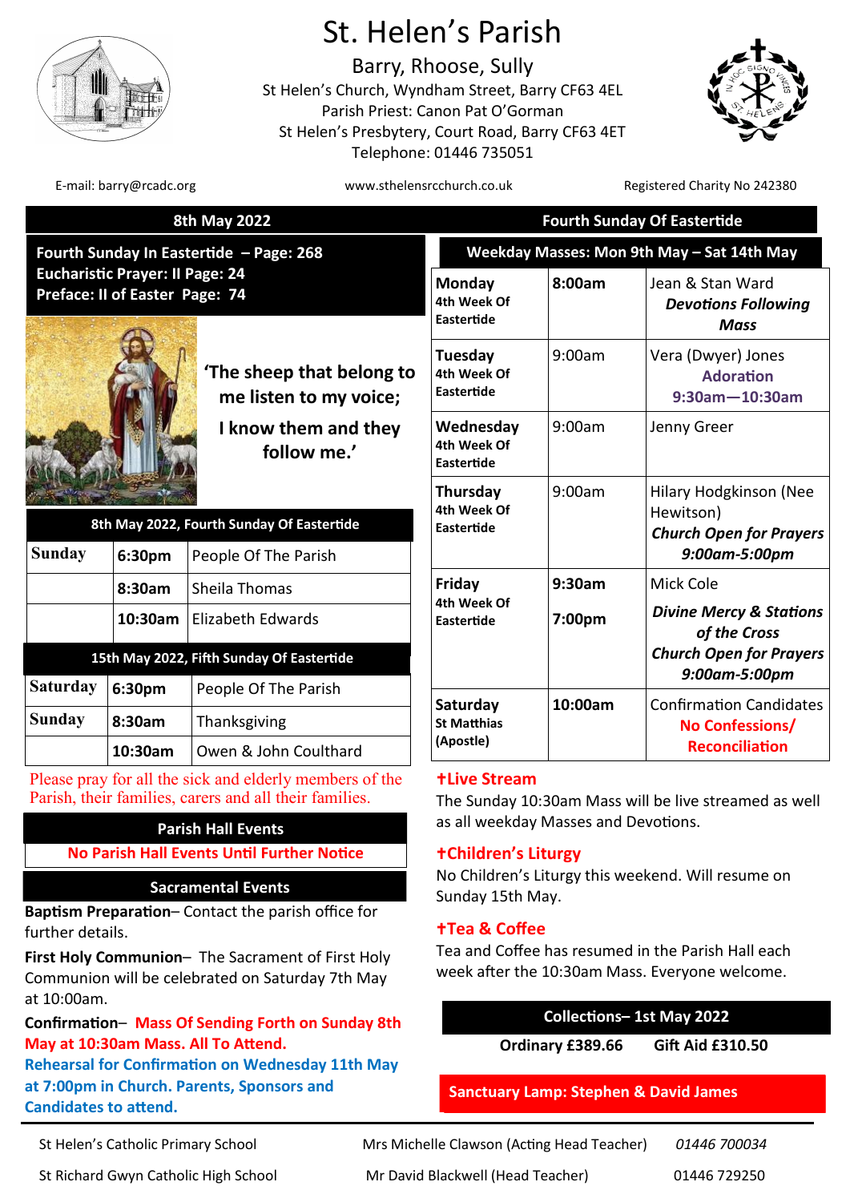# St. Helen's Parish

## Barry, Rhoose, Sully

St Helen's Church, Wyndham Street, Barry CF63 4EL
Parish Priest: Canon Pat O'Gorman
St Helen's Presbytery, Court Road, Barry CF63 4ET
Telephone: 01446 735051

E-mail: barry@rcadc.org | www.sthelensrcchurch.co.uk | Registered Charity No 242380

**8th May 2022** — **Fourth Sunday Of Eastertide**

**Fourth Sunday In Eastertide – Page: 268**
**Eucharistic Prayer: II Page: 24**
**Preface: II of Easter Page: 74**

**'The sheep that belong to me listen to my voice;**

**I know them and they follow me.'**

| 8th May 2022, Fourth Sunday Of Eastertide | | |
|---|---|---|
| Sunday | 6:30pm | People Of The Parish |
| | 8:30am | Sheila Thomas |
| | 10:30am | Elizabeth Edwards |

| 15th May 2022, Fifth Sunday Of Eastertide | | |
|---|---|---|
| Saturday | 6:30pm | People Of The Parish |
| Sunday | 8:30am | Thanksgiving |
| | 10:30am | Owen & John Coulthard |

Please pray for all the sick and elderly members of the Parish, their families, carers and all their families.

### Parish Hall Events

**No Parish Hall Events Until Further Notice**

### Sacramental Events

**Baptism Preparation**– Contact the parish office for further details.

**First Holy Communion**– The Sacrament of First Holy Communion will be celebrated on Saturday 7th May at 10:00am.

**Confirmation**– **Mass Of Sending Forth on Sunday 8th May at 10:30am Mass. All To Attend.**
**Rehearsal for Confirmation on Wednesday 11th May at 7:00pm in Church. Parents, Sponsors and Candidates to attend.**

### Weekday Masses: Mon 9th May – Sat 14th May

| Day | Time | Intention |
|---|---|---|
| **Monday** 4th Week Of Eastertide | **8:00am** | Jean & Stan Ward *Devotions Following Mass* |
| **Tuesday** 4th Week Of Eastertide | 9:00am | Vera (Dwyer) Jones Adoration 9:30am—10:30am |
| **Wednesday** 4th Week Of Eastertide | 9:00am | Jenny Greer |
| **Thursday** 4th Week Of Eastertide | 9:00am | Hilary Hodgkinson (Nee Hewitson) *Church Open for Prayers 9:00am-5:00pm* |
| **Friday** 4th Week Of Eastertide | **9:30am** **7:00pm** | Mick Cole *Divine Mercy & Stations of the Cross* *Church Open for Prayers 9:00am-5:00pm* |
| **Saturday** St Matthias (Apostle) | **10:00am** | Confirmation Candidates **No Confessions/ Reconciliation** |

### ✝Live Stream

The Sunday 10:30am Mass will be live streamed as well as all weekday Masses and Devotions.

### ✝Children's Liturgy

No Children's Liturgy this weekend. Will resume on Sunday 15th May.

### ✝Tea & Coffee

Tea and Coffee has resumed in the Parish Hall each week after the 10:30am Mass. Everyone welcome.

### Collections– 1st May 2022

**Ordinary £389.66** **Gift Aid £310.50**

**Sanctuary Lamp: Stephen & David James**

| | | |
|---|---|---|
| St Helen's Catholic Primary School | Mrs Michelle Clawson (Acting Head Teacher) | *01446 700034* |
| St Richard Gwyn Catholic High School | Mr David Blackwell (Head Teacher) | 01446 729250 |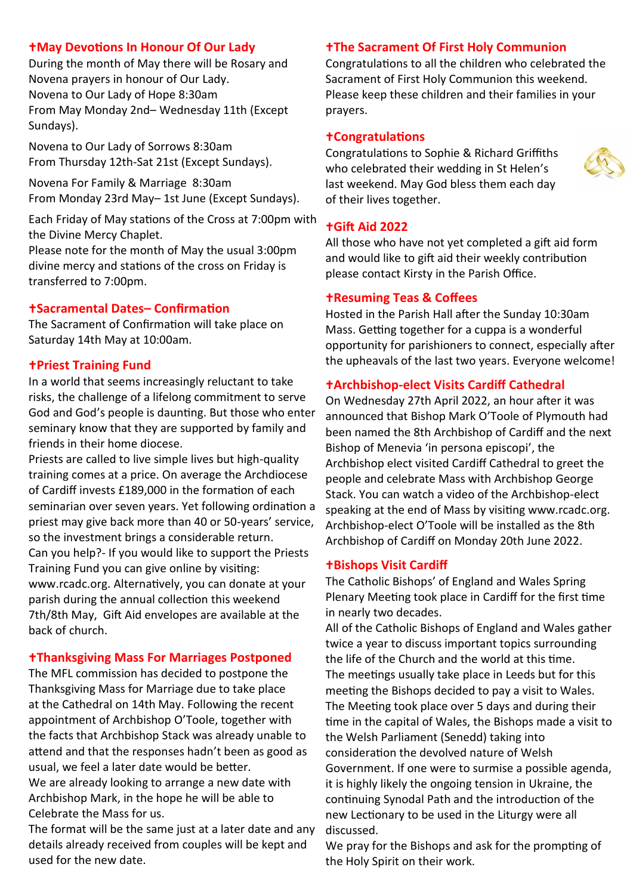## ✝May Devotions In Honour Of Our Lady

During the month of May there will be Rosary and Novena prayers in honour of Our Lady.
Novena to Our Lady of Hope 8:30am
From May Monday 2nd– Wednesday 11th (Except Sundays).

Novena to Our Lady of Sorrows 8:30am
From Thursday 12th-Sat 21st (Except Sundays).

Novena For Family & Marriage 8:30am
From Monday 23rd May– 1st June (Except Sundays).

Each Friday of May stations of the Cross at 7:00pm with the Divine Mercy Chaplet.
Please note for the month of May the usual 3:00pm divine mercy and stations of the cross on Friday is transferred to 7:00pm.

## ✝Sacramental Dates– Confirmation

The Sacrament of Confirmation will take place on Saturday 14th May at 10:00am.

## ✝Priest Training Fund

In a world that seems increasingly reluctant to take risks, the challenge of a lifelong commitment to serve God and God's people is daunting. But those who enter seminary know that they are supported by family and friends in their home diocese.
Priests are called to live simple lives but high-quality training comes at a price. On average the Archdiocese of Cardiff invests £189,000 in the formation of each seminarian over seven years. Yet following ordination a priest may give back more than 40 or 50-years' service, so the investment brings a considerable return.
Can you help?- If you would like to support the Priests Training Fund you can give online by visiting: www.rcadc.org. Alternatively, you can donate at your parish during the annual collection this weekend 7th/8th May, Gift Aid envelopes are available at the back of church.

## ✝Thanksgiving Mass For Marriages Postponed

The MFL commission has decided to postpone the Thanksgiving Mass for Marriage due to take place at the Cathedral on 14th May. Following the recent appointment of Archbishop O'Toole, together with the facts that Archbishop Stack was already unable to attend and that the responses hadn't been as good as usual, we feel a later date would be better.
We are already looking to arrange a new date with Archbishop Mark, in the hope he will be able to Celebrate the Mass for us.
The format will be the same just at a later date and any details already received from couples will be kept and used for the new date.

## ✝The Sacrament Of First Holy Communion

Congratulations to all the children who celebrated the Sacrament of First Holy Communion this weekend. Please keep these children and their families in your prayers.

## ✝Congratulations

Congratulations to Sophie & Richard Griffiths who celebrated their wedding in St Helen's last weekend. May God bless them each day of their lives together.

## ✝Gift Aid 2022

All those who have not yet completed a gift aid form and would like to gift aid their weekly contribution please contact Kirsty in the Parish Office.

## ✝Resuming Teas & Coffees

Hosted in the Parish Hall after the Sunday 10:30am Mass. Getting together for a cuppa is a wonderful opportunity for parishioners to connect, especially after the upheavals of the last two years. Everyone welcome!

## ✝Archbishop-elect Visits Cardiff Cathedral

On Wednesday 27th April 2022, an hour after it was announced that Bishop Mark O'Toole of Plymouth had been named the 8th Archbishop of Cardiff and the next Bishop of Menevia 'in persona episcopi', the Archbishop elect visited Cardiff Cathedral to greet the people and celebrate Mass with Archbishop George Stack. You can watch a video of the Archbishop-elect speaking at the end of Mass by visiting www.rcadc.org. Archbishop-elect O'Toole will be installed as the 8th Archbishop of Cardiff on Monday 20th June 2022.

## ✝Bishops Visit Cardiff

The Catholic Bishops' of England and Wales Spring Plenary Meeting took place in Cardiff for the first time in nearly two decades.
All of the Catholic Bishops of England and Wales gather twice a year to discuss important topics surrounding the life of the Church and the world at this time.
The meetings usually take place in Leeds but for this meeting the Bishops decided to pay a visit to Wales. The Meeting took place over 5 days and during their time in the capital of Wales, the Bishops made a visit to the Welsh Parliament (Senedd) taking into consideration the devolved nature of Welsh Government. If one were to surmise a possible agenda, it is highly likely the ongoing tension in Ukraine, the continuing Synodal Path and the introduction of the new Lectionary to be used in the Liturgy were all discussed.
We pray for the Bishops and ask for the prompting of the Holy Spirit on their work.